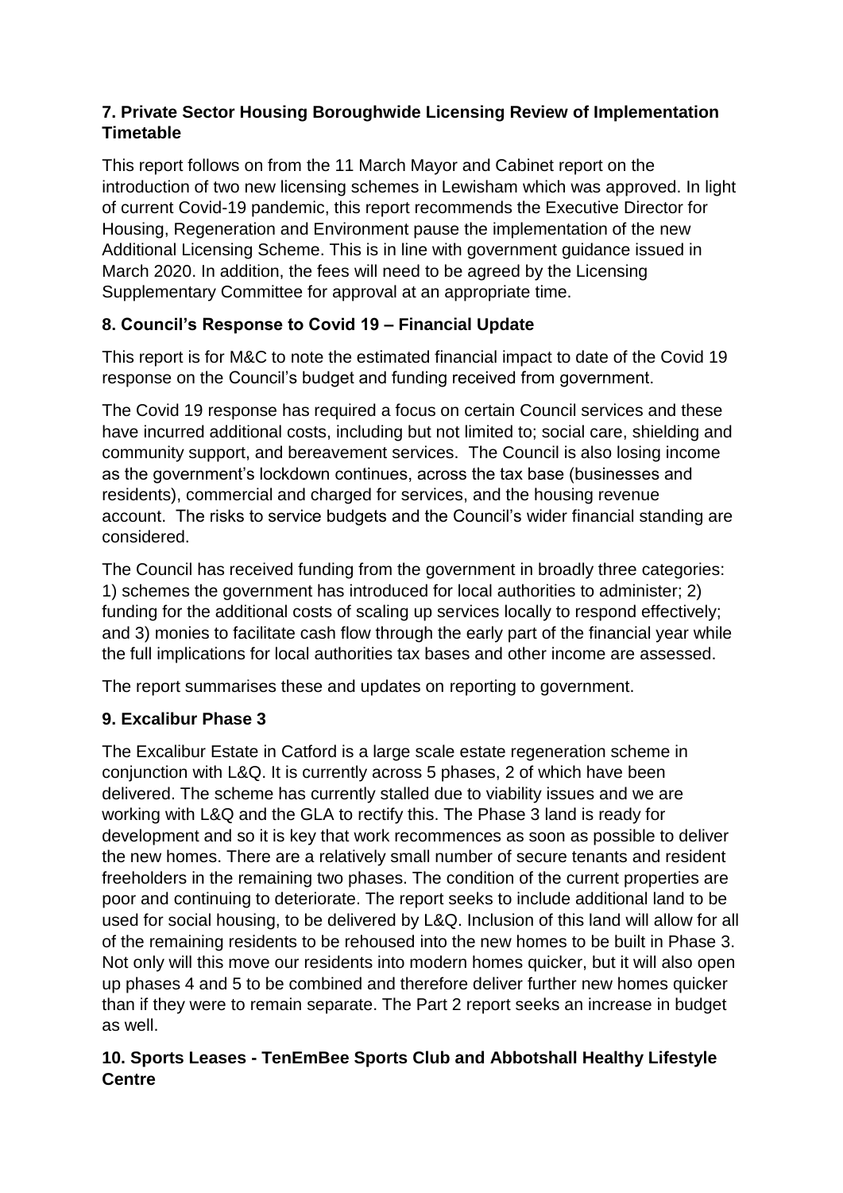### 7. Private Sector Housing Boroughwide Licensing Review of Implementation Timetable

This report follows on from the 11 March Mayor and Cabinet report on the introduction of two new licensing schemes in Lewisham which was approved. In light of current Covid-19 pandemic, this report recommends the Executive Director for Housing, Regeneration and Environment pause the implementation of the new Additional Licensing Scheme. This is in line with government guidance issued in March 2020. In addition, the fees will need to be agreed by the Licensing Supplementary Committee for approval at an appropriate time.

### 8. Council's Response to Covid 19 – Financial Update

This report is for M&C to note the estimated financial impact to date of the Covid 19 response on the Council's budget and funding received from government.

The Covid 19 response has required a focus on certain Council services and these have incurred additional costs, including but not limited to; social care, shielding and community support, and bereavement services. The Council is also losing income as the government's lockdown continues, across the tax base (businesses and residents), commercial and charged for services, and the housing revenue account. The risks to service budgets and the Council's wider financial standing are considered.

The Council has received funding from the government in broadly three categories: 1) schemes the government has introduced for local authorities to administer; 2) funding for the additional costs of scaling up services locally to respond effectively; and 3) monies to facilitate cash flow through the early part of the financial year while the full implications for local authorities tax bases and other income are assessed.

The report summarises these and updates on reporting to government.

### 9. Excalibur Phase 3

The Excalibur Estate in Catford is a large scale estate regeneration scheme in conjunction with L&Q. It is currently across 5 phases, 2 of which have been delivered. The scheme has currently stalled due to viability issues and we are working with L&Q and the GLA to rectify this. The Phase 3 land is ready for development and so it is key that work recommences as soon as possible to deliver the new homes. There are a relatively small number of secure tenants and resident freeholders in the remaining two phases. The condition of the current properties are poor and continuing to deteriorate. The report seeks to include additional land to be used for social housing, to be delivered by L&Q. Inclusion of this land will allow for all of the remaining residents to be rehoused into the new homes to be built in Phase 3. Not only will this move our residents into modern homes quicker, but it will also open up phases 4 and 5 to be combined and therefore deliver further new homes quicker than if they were to remain separate. The Part 2 report seeks an increase in budget as well.

### 10. Sports Leases - TenEmBee Sports Club and Abbotshall Healthy Lifestyle Centre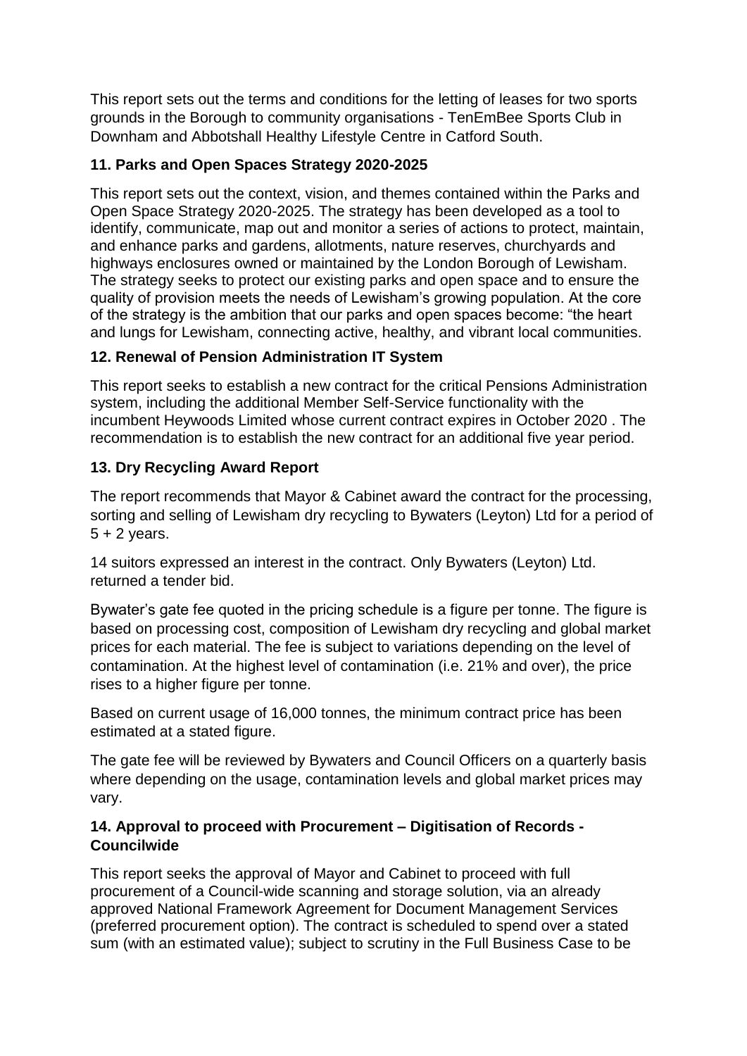This report sets out the terms and conditions for the letting of leases for two sports grounds in the Borough to community organisations - TenEmBee Sports Club in Downham and Abbotshall Healthy Lifestyle Centre in Catford South.

### 11. Parks and Open Spaces Strategy 2020-2025

This report sets out the context, vision, and themes contained within the Parks and Open Space Strategy 2020-2025. The strategy has been developed as a tool to identify, communicate, map out and monitor a series of actions to protect, maintain, and enhance parks and gardens, allotments, nature reserves, churchyards and highways enclosures owned or maintained by the London Borough of Lewisham. The strategy seeks to protect our existing parks and open space and to ensure the quality of provision meets the needs of Lewisham's growing population. At the core of the strategy is the ambition that our parks and open spaces become: "the heart and lungs for Lewisham, connecting active, healthy, and vibrant local communities.

### 12. Renewal of Pension Administration IT System

This report seeks to establish a new contract for the critical Pensions Administration system, including the additional Member Self-Service functionality with the incumbent Heywoods Limited whose current contract expires in October 2020 . The recommendation is to establish the new contract for an additional five year period.

### 13. Dry Recycling Award Report

The report recommends that Mayor & Cabinet award the contract for the processing, sorting and selling of Lewisham dry recycling to Bywaters (Leyton) Ltd for a period of 5 + 2 years.

14 suitors expressed an interest in the contract. Only Bywaters (Leyton) Ltd. returned a tender bid.

Bywater's gate fee quoted in the pricing schedule is a figure per tonne. The figure is based on processing cost, composition of Lewisham dry recycling and global market prices for each material. The fee is subject to variations depending on the level of contamination. At the highest level of contamination (i.e. 21% and over), the price rises to a higher figure per tonne.

Based on current usage of 16,000 tonnes, the minimum contract price has been estimated at a stated figure.

The gate fee will be reviewed by Bywaters and Council Officers on a quarterly basis where depending on the usage, contamination levels and global market prices may vary.

### 14. Approval to proceed with Procurement – Digitisation of Records - Councilwide

This report seeks the approval of Mayor and Cabinet to proceed with full procurement of a Council-wide scanning and storage solution, via an already approved National Framework Agreement for Document Management Services (preferred procurement option). The contract is scheduled to spend over a stated sum (with an estimated value); subject to scrutiny in the Full Business Case to be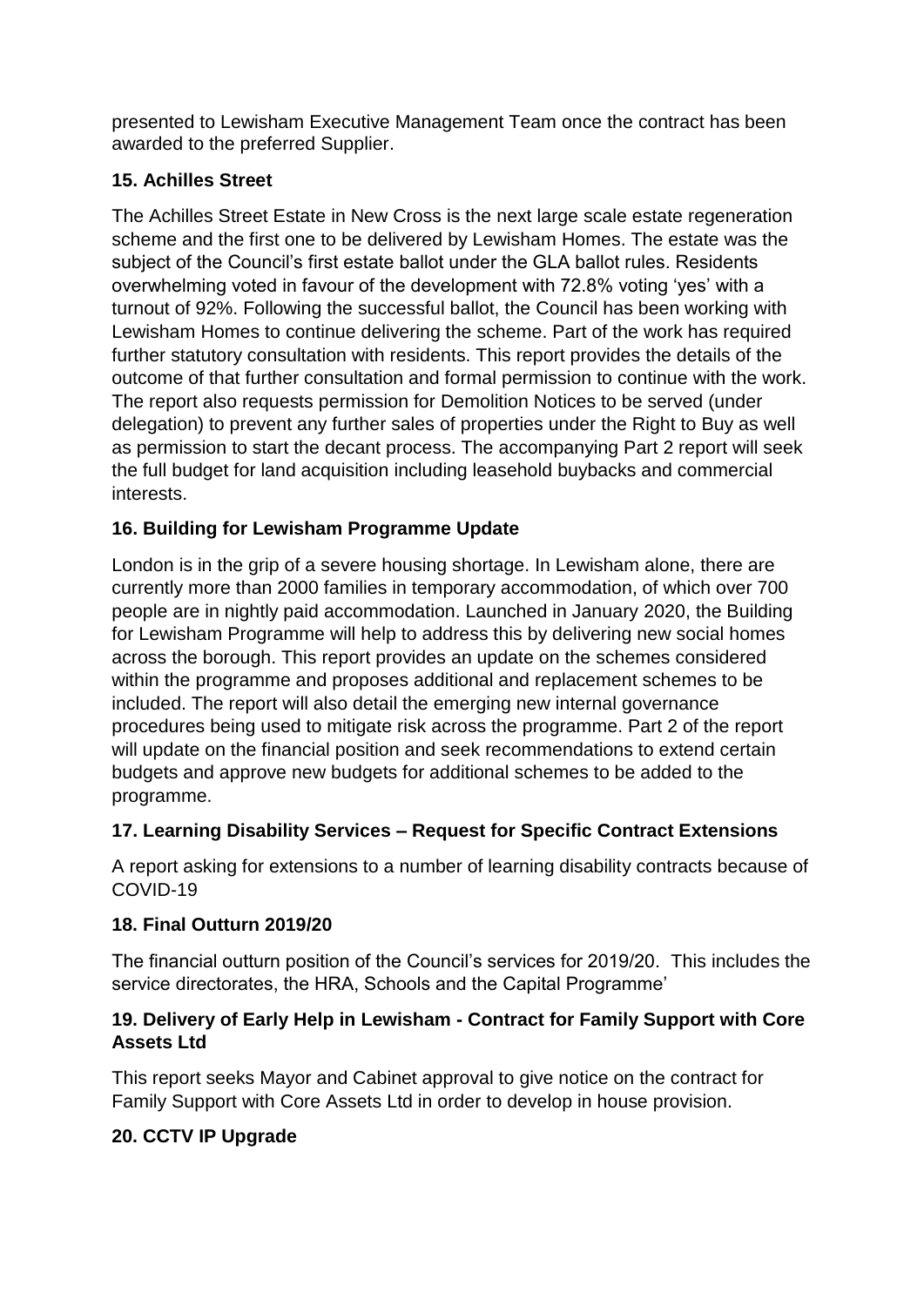presented to Lewisham Executive Management Team once the contract has been awarded to the preferred Supplier.

### 15. Achilles Street

The Achilles Street Estate in New Cross is the next large scale estate regeneration scheme and the first one to be delivered by Lewisham Homes. The estate was the subject of the Council's first estate ballot under the GLA ballot rules. Residents overwhelming voted in favour of the development with 72.8% voting 'yes' with a turnout of 92%. Following the successful ballot, the Council has been working with Lewisham Homes to continue delivering the scheme. Part of the work has required further statutory consultation with residents. This report provides the details of the outcome of that further consultation and formal permission to continue with the work. The report also requests permission for Demolition Notices to be served (under delegation) to prevent any further sales of properties under the Right to Buy as well as permission to start the decant process. The accompanying Part 2 report will seek the full budget for land acquisition including leasehold buybacks and commercial interests.

### 16. Building for Lewisham Programme Update

London is in the grip of a severe housing shortage. In Lewisham alone, there are currently more than 2000 families in temporary accommodation, of which over 700 people are in nightly paid accommodation. Launched in January 2020, the Building for Lewisham Programme will help to address this by delivering new social homes across the borough. This report provides an update on the schemes considered within the programme and proposes additional and replacement schemes to be included. The report will also detail the emerging new internal governance procedures being used to mitigate risk across the programme. Part 2 of the report will update on the financial position and seek recommendations to extend certain budgets and approve new budgets for additional schemes to be added to the programme.

### 17. Learning Disability Services – Request for Specific Contract Extensions

A report asking for extensions to a number of learning disability contracts because of COVID-19

### 18. Final Outturn 2019/20

The financial outturn position of the Council's services for 2019/20. This includes the service directorates, the HRA, Schools and the Capital Programme'

### 19. Delivery of Early Help in Lewisham - Contract for Family Support with Core Assets Ltd

This report seeks Mayor and Cabinet approval to give notice on the contract for Family Support with Core Assets Ltd in order to develop in house provision.

### 20. CCTV IP Upgrade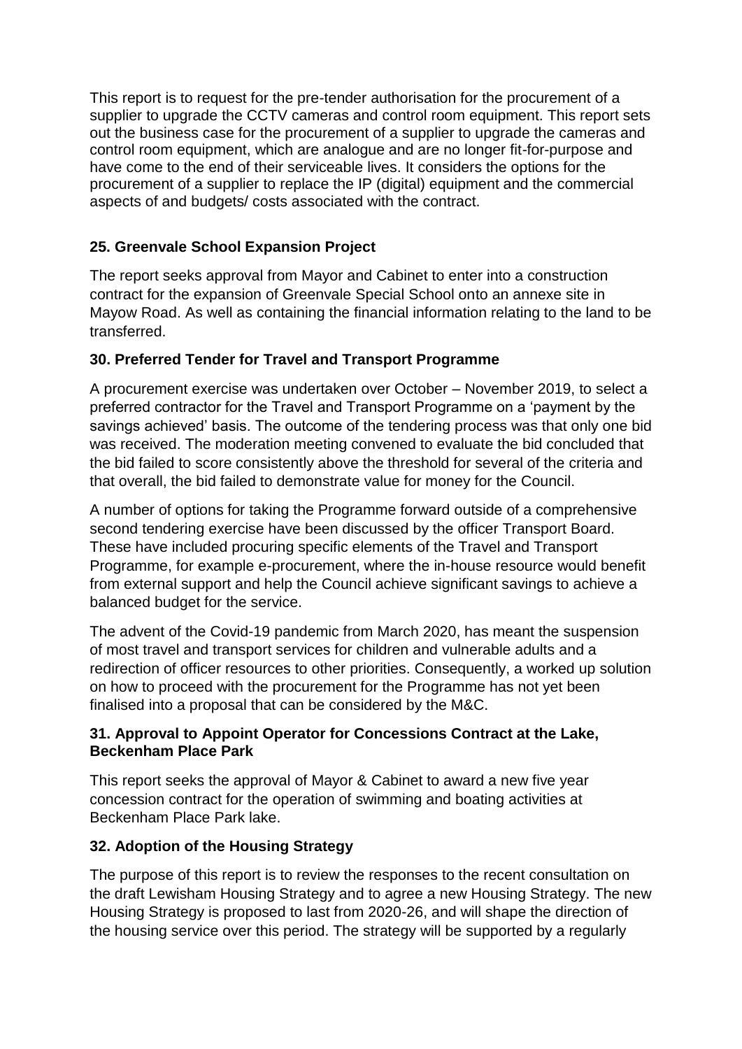This report is to request for the pre-tender authorisation for the procurement of a supplier to upgrade the CCTV cameras and control room equipment. This report sets out the business case for the procurement of a supplier to upgrade the cameras and control room equipment, which are analogue and are no longer fit-for-purpose and have come to the end of their serviceable lives. It considers the options for the procurement of a supplier to replace the IP (digital) equipment and the commercial aspects of and budgets/ costs associated with the contract.

### 25. Greenvale School Expansion Project

The report seeks approval from Mayor and Cabinet to enter into a construction contract for the expansion of Greenvale Special School onto an annexe site in Mayow Road. As well as containing the financial information relating to the land to be transferred.

### 30. Preferred Tender for Travel and Transport Programme

A procurement exercise was undertaken over October – November 2019, to select a preferred contractor for the Travel and Transport Programme on a 'payment by the savings achieved' basis. The outcome of the tendering process was that only one bid was received. The moderation meeting convened to evaluate the bid concluded that the bid failed to score consistently above the threshold for several of the criteria and that overall, the bid failed to demonstrate value for money for the Council.

A number of options for taking the Programme forward outside of a comprehensive second tendering exercise have been discussed by the officer Transport Board. These have included procuring specific elements of the Travel and Transport Programme, for example e-procurement, where the in-house resource would benefit from external support and help the Council achieve significant savings to achieve a balanced budget for the service.

The advent of the Covid-19 pandemic from March 2020, has meant the suspension of most travel and transport services for children and vulnerable adults and a redirection of officer resources to other priorities. Consequently, a worked up solution on how to proceed with the procurement for the Programme has not yet been finalised into a proposal that can be considered by the M&C.

### 31. Approval to Appoint Operator for Concessions Contract at the Lake, Beckenham Place Park

This report seeks the approval of Mayor & Cabinet to award a new five year concession contract for the operation of swimming and boating activities at Beckenham Place Park lake.

### 32. Adoption of the Housing Strategy

The purpose of this report is to review the responses to the recent consultation on the draft Lewisham Housing Strategy and to agree a new Housing Strategy. The new Housing Strategy is proposed to last from 2020-26, and will shape the direction of the housing service over this period. The strategy will be supported by a regularly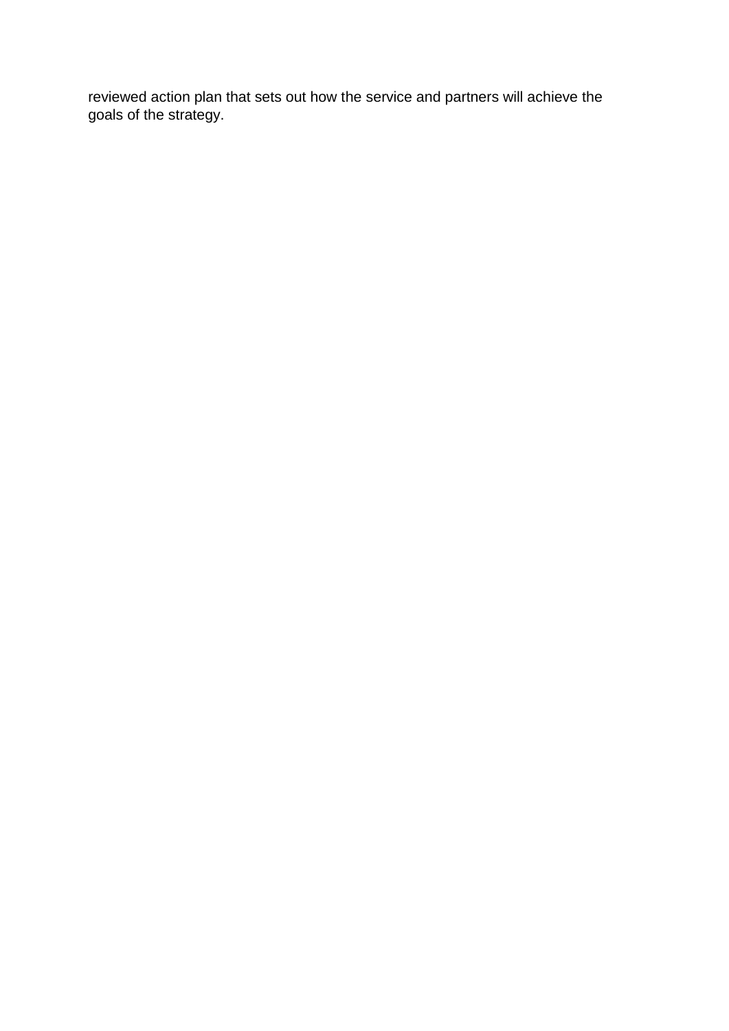reviewed action plan that sets out how the service and partners will achieve the goals of the strategy.